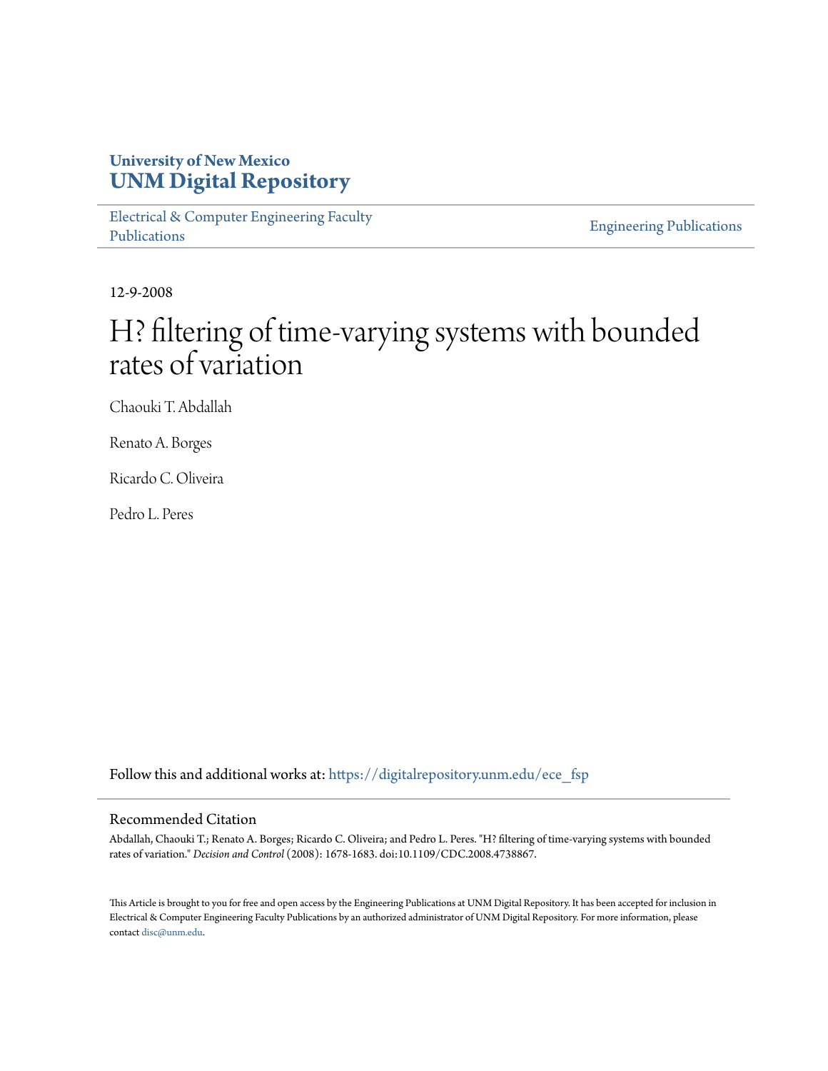University of New Mexico
**UNM Digital Repository**

Electrical & Computer Engineering Faculty Publications

Engineering Publications

12-9-2008

# H? filtering of time-varying systems with bounded rates of variation

Chaouki T. Abdallah

Renato A. Borges

Ricardo C. Oliveira

Pedro L. Peres

Follow this and additional works at: https://digitalrepository.unm.edu/ece_fsp

## Recommended Citation

Abdallah, Chaouki T.; Renato A. Borges; Ricardo C. Oliveira; and Pedro L. Peres. "H? filtering of time-varying systems with bounded rates of variation." *Decision and Control* (2008): 1678-1683. doi:10.1109/CDC.2008.4738867.

This Article is brought to you for free and open access by the Engineering Publications at UNM Digital Repository. It has been accepted for inclusion in Electrical & Computer Engineering Faculty Publications by an authorized administrator of UNM Digital Repository. For more information, please contact disc@unm.edu.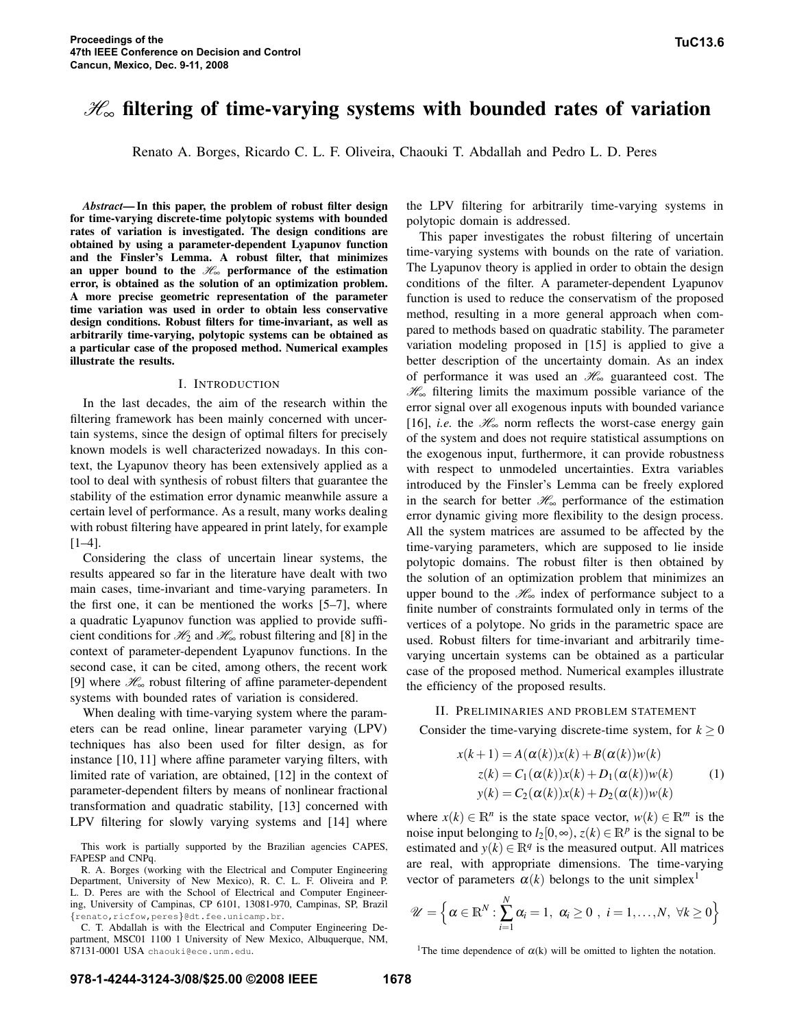# $\mathscr{H}_\infty$ filtering of time-varying systems with bounded rates of variation

Renato A. Borges, Ricardo C. L. F. Oliveira, Chaouki T. Abdallah and Pedro L. D. Peres

***Abstract*— In this paper, the problem of robust filter design for time-varying discrete-time polytopic systems with bounded rates of variation is investigated. The design conditions are obtained by using a parameter-dependent Lyapunov function and the Finsler's Lemma. A robust filter, that minimizes an upper bound to the $\mathscr{H}_\infty$ performance of the estimation error, is obtained as the solution of an optimization problem. A more precise geometric representation of the parameter time variation was used in order to obtain less conservative design conditions. Robust filters for time-invariant, as well as arbitrarily time-varying, polytopic systems can be obtained as a particular case of the proposed method. Numerical examples illustrate the results.**

## I. Introduction

In the last decades, the aim of the research within the filtering framework has been mainly concerned with uncertain systems, since the design of optimal filters for precisely known models is well characterized nowadays. In this context, the Lyapunov theory has been extensively applied as a tool to deal with synthesis of robust filters that guarantee the stability of the estimation error dynamic meanwhile assure a certain level of performance. As a result, many works dealing with robust filtering have appeared in print lately, for example [1–4].

Considering the class of uncertain linear systems, the results appeared so far in the literature have dealt with two main cases, time-invariant and time-varying parameters. In the first one, it can be mentioned the works [5–7], where a quadratic Lyapunov function was applied to provide sufficient conditions for $\mathscr{H}_2$ and $\mathscr{H}_\infty$ robust filtering and [8] in the context of parameter-dependent Lyapunov functions. In the second case, it can be cited, among others, the recent work [9] where $\mathscr{H}_\infty$ robust filtering of affine parameter-dependent systems with bounded rates of variation is considered.

When dealing with time-varying system where the parameters can be read online, linear parameter varying (LPV) techniques has also been used for filter design, as for instance [10, 11] where affine parameter varying filters, with limited rate of variation, are obtained, [12] in the context of parameter-dependent filters by means of nonlinear fractional transformation and quadratic stability, [13] concerned with LPV filtering for slowly varying systems and [14] where the LPV filtering for arbitrarily time-varying systems in polytopic domain is addressed.

This paper investigates the robust filtering of uncertain time-varying systems with bounds on the rate of variation. The Lyapunov theory is applied in order to obtain the design conditions of the filter. A parameter-dependent Lyapunov function is used to reduce the conservatism of the proposed method, resulting in a more general approach when compared to methods based on quadratic stability. The parameter variation modeling proposed in [15] is applied to give a better description of the uncertainty domain. As an index of performance it was used an $\mathscr{H}_\infty$ guaranteed cost. The $\mathscr{H}_\infty$ filtering limits the maximum possible variance of the error signal over all exogenous inputs with bounded variance [16], *i.e.* the $\mathscr{H}_\infty$ norm reflects the worst-case energy gain of the system and does not require statistical assumptions on the exogenous input, furthermore, it can provide robustness with respect to unmodeled uncertainties. Extra variables introduced by the Finsler's Lemma can be freely explored in the search for better $\mathscr{H}_\infty$ performance of the estimation error dynamic giving more flexibility to the design process. All the system matrices are assumed to be affected by the time-varying parameters, which are supposed to lie inside polytopic domains. The robust filter is then obtained by the solution of an optimization problem that minimizes an upper bound to the $\mathscr{H}_\infty$ index of performance subject to a finite number of constraints formulated only in terms of the vertices of a polytope. No grids in the parametric space are used. Robust filters for time-invariant and arbitrarily time-varying uncertain systems can be obtained as a particular case of the proposed method. Numerical examples illustrate the efficiency of the proposed results.

## II. Preliminaries and problem statement

Consider the time-varying discrete-time system, for $k \geq 0$

$$
\begin{aligned}
x(k+1) &= A(\alpha(k))x(k) + B(\alpha(k))w(k) \\
z(k) &= C_1(\alpha(k))x(k) + D_1(\alpha(k))w(k) \\
y(k) &= C_2(\alpha(k))x(k) + D_2(\alpha(k))w(k)
\end{aligned}
\qquad (1)
$$

where $x(k) \in \mathbb{R}^n$ is the state space vector, $w(k) \in \mathbb{R}^m$ is the noise input belonging to $l_2[0,\infty)$, $z(k) \in \mathbb{R}^p$ is the signal to be estimated and $y(k) \in \mathbb{R}^q$ is the measured output. All matrices are real, with appropriate dimensions. The time-varying vector of parameters $\alpha(k)$ belongs to the unit simplex[1]

$$
\mathscr{U} = \Big\{ \alpha \in \mathbb{R}^N : \sum_{i=1}^{N} \alpha_i = 1,\ \alpha_i \geq 0\ ,\ i = 1,\ldots,N,\ \forall k \geq 0 \Big\}
$$

[1] The time dependence of $\alpha(k)$ will be omitted to lighten the notation.

This work is partially supported by the Brazilian agencies CAPES, FAPESP and CNPq.

R. A. Borges (working with the Electrical and Computer Engineering Department, University of New Mexico), R. C. L. F. Oliveira and P. L. D. Peres are with the School of Electrical and Computer Engineering, University of Campinas, CP 6101, 13081-970, Campinas, SP, Brazil {renato,ricfow,peres}@dt.fee.unicamp.br.

C. T. Abdallah is with the Electrical and Computer Engineering Department, MSC01 1100 1 University of New Mexico, Albuquerque, NM, 87131-0001 USA chaouki@ece.unm.edu.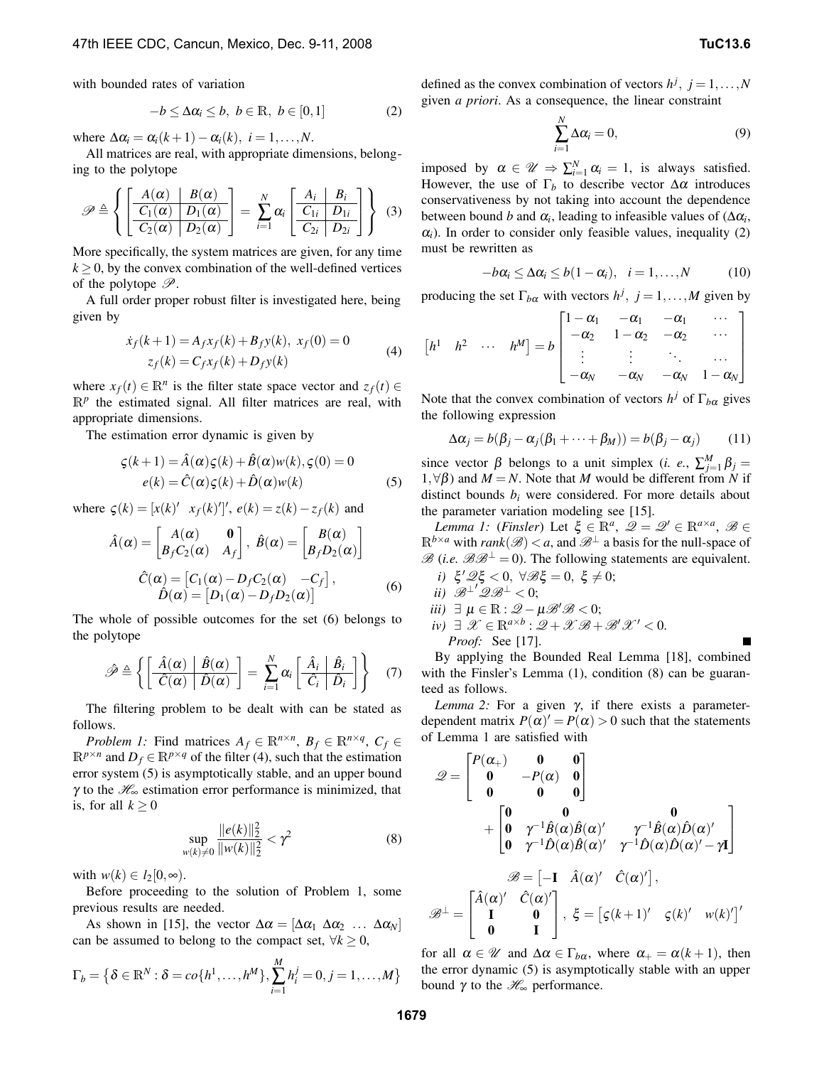with bounded rates of variation

$$-b \leq \Delta\alpha_i \leq b,\ b \in \mathbb{R},\ b \in [0,1] \tag{2}$$

where $\Delta\alpha_i = \alpha_i(k+1) - \alpha_i(k),\ i = 1,\ldots,N$.

All matrices are real, with appropriate dimensions, belonging to the polytope

$$\mathscr{P} \triangleq \left\{ \left[\begin{array}{c|c} A(\alpha) & B(\alpha) \\ \hline C_1(\alpha) & D_1(\alpha) \\ \hline C_2(\alpha) & D_2(\alpha) \end{array}\right] = \sum_{i=1}^{N} \alpha_i \left[\begin{array}{c|c} A_i & B_i \\ \hline C_{1i} & D_{1i} \\ \hline C_{2i} & D_{2i} \end{array}\right] \right\} \tag{3}$$

More specifically, the system matrices are given, for any time $k \geq 0$, by the convex combination of the well-defined vertices of the polytope $\mathscr{P}$.

A full order proper robust filter is investigated here, being given by

$$\begin{aligned} \dot{x}_f(k+1) &= A_f x_f(k) + B_f y(k),\ x_f(0) = 0 \\ z_f(k) &= C_f x_f(k) + D_f y(k) \end{aligned} \tag{4}$$

where $x_f(t) \in \mathbb{R}^n$ is the filter state space vector and $z_f(t) \in \mathbb{R}^p$ the estimated signal. All filter matrices are real, with appropriate dimensions.

The estimation error dynamic is given by

$$\begin{aligned} \varsigma(k+1) &= \hat{A}(\alpha)\varsigma(k) + \hat{B}(\alpha)w(k), \varsigma(0) = 0 \\ e(k) &= \hat{C}(\alpha)\varsigma(k) + \hat{D}(\alpha)w(k) \end{aligned} \tag{5}$$

where $\varsigma(k) = [x(k)' \quad x_f(k)']'$, $e(k) = z(k) - z_f(k)$ and

$$\begin{aligned} \hat{A}(\alpha) &= \begin{bmatrix} A(\alpha) & \mathbf{0} \\ B_f C_2(\alpha) & A_f \end{bmatrix},\ \hat{B}(\alpha) = \begin{bmatrix} B(\alpha) \\ B_f D_2(\alpha) \end{bmatrix} \\ \hat{C}(\alpha) &= \begin{bmatrix} C_1(\alpha) - D_f C_2(\alpha) & -C_f \end{bmatrix}, \\ \hat{D}(\alpha) &= \begin{bmatrix} D_1(\alpha) - D_f D_2(\alpha) \end{bmatrix} \end{aligned} \tag{6}$$

The whole of possible outcomes for the set (6) belongs to the polytope

$$\hat{\mathscr{P}} \triangleq \left\{ \left[\begin{array}{c|c} \hat{A}(\alpha) & \hat{B}(\alpha) \\ \hline \hat{C}(\alpha) & \hat{D}(\alpha) \end{array}\right] = \sum_{i=1}^{N} \alpha_i \left[\begin{array}{c|c} \hat{A}_i & \hat{B}_i \\ \hline \hat{C}_i & \hat{D}_i \end{array}\right] \right\} \tag{7}$$

The filtering problem to be dealt with can be stated as follows.

*Problem 1:* Find matrices $A_f \in \mathbb{R}^{n\times n}$, $B_f \in \mathbb{R}^{n\times q}$, $C_f \in \mathbb{R}^{p\times n}$ and $D_f \in \mathbb{R}^{p\times q}$ of the filter (4), such that the estimation error system (5) is asymptotically stable, and an upper bound $\gamma$ to the $\mathscr{H}_\infty$ estimation error performance is minimized, that is, for all $k \geq 0$

$$\sup_{w(k)\neq 0} \frac{\|e(k)\|_2^2}{\|w(k)\|_2^2} < \gamma^2 \tag{8}$$

with $w(k) \in l_2[0,\infty)$.

Before proceeding to the solution of Problem 1, some previous results are needed.

As shown in [15], the vector $\Delta\alpha = [\Delta\alpha_1\ \Delta\alpha_2\ \ldots\ \Delta\alpha_N]$ can be assumed to belong to the compact set, $\forall k \geq 0$,

$$\Gamma_b = \left\{ \delta \in \mathbb{R}^N : \delta = co\{h^1,\ldots,h^M\}, \sum_{i=1}^{M} h_i^j = 0, j = 1,\ldots,M \right\}$$

defined as the convex combination of vectors $h^j,\ j = 1,\ldots,N$ given *a priori*. As a consequence, the linear constraint

$$\sum_{i=1}^{N} \Delta\alpha_i = 0, \tag{9}$$

imposed by $\alpha \in \mathscr{U} \Rightarrow \sum_{i=1}^{N} \alpha_i = 1$, is always satisfied. However, the use of $\Gamma_b$ to describe vector $\Delta\alpha$ introduces conservativeness by not taking into account the dependence between bound $b$ and $\alpha_i$, leading to infeasible values of ($\Delta\alpha_i$, $\alpha_i$). In order to consider only feasible values, inequality (2) must be rewritten as

$$-b\alpha_i \leq \Delta\alpha_i \leq b(1-\alpha_i),\quad i = 1,\ldots,N \tag{10}$$

producing the set $\Gamma_{b\alpha}$ with vectors $h^j,\ j = 1,\ldots,M$ given by

$$\begin{bmatrix} h^1 & h^2 & \cdots & h^M \end{bmatrix} = b \begin{bmatrix} 1-\alpha_1 & -\alpha_1 & -\alpha_1 & \cdots \\ -\alpha_2 & 1-\alpha_2 & -\alpha_2 & \cdots \\ \vdots & \vdots & \ddots & \cdots \\ -\alpha_N & -\alpha_N & -\alpha_N & 1-\alpha_N \end{bmatrix}$$

Note that the convex combination of vectors $h^j$ of $\Gamma_{b\alpha}$ gives the following expression

$$\Delta\alpha_j = b(\beta_j - \alpha_j(\beta_1 + \cdots + \beta_M)) = b(\beta_j - \alpha_j) \tag{11}$$

since vector $\beta$ belongs to a unit simplex (*i. e.*, $\sum_{j=1}^{M} \beta_j = 1, \forall \beta$) and $M = N$. Note that $M$ would be different from $N$ if distinct bounds $b_i$ were considered. For more details about the parameter variation modeling see [15].

*Lemma 1:* (*Finsler*) Let $\xi \in \mathbb{R}^a$, $\mathscr{Q} = \mathscr{Q}' \in \mathbb{R}^{a\times a}$, $\mathscr{B} \in \mathbb{R}^{b\times a}$ with $rank(\mathscr{B}) < a$, and $\mathscr{B}^\perp$ a basis for the null-space of $\mathscr{B}$ (*i.e.* $\mathscr{B}\mathscr{B}^\perp = 0$). The following statements are equivalent.

*i)* $\xi'\mathscr{Q}\xi < 0,\ \forall \mathscr{B}\xi = 0,\ \xi \neq 0$;

*ii)* $\mathscr{B}^{\perp\prime}\mathscr{Q}\mathscr{B}^\perp < 0$;

*iii)* $\exists\ \mu \in \mathbb{R} : \mathscr{Q} - \mu\mathscr{B}'\mathscr{B} < 0$;

*iv)* $\exists\ \mathscr{X} \in \mathbb{R}^{a\times b} : \mathscr{Q} + \mathscr{X}\mathscr{B} + \mathscr{B}'\mathscr{X}' < 0$.

*Proof:* See [17]. ■

By applying the Bounded Real Lemma [18], combined with the Finsler's Lemma (1), condition (8) can be guaranteed as follows.

*Lemma 2:* For a given $\gamma$, if there exists a parameter-dependent matrix $P(\alpha)' = P(\alpha) > 0$ such that the statements of Lemma 1 are satisfied with

$$\begin{aligned} \mathscr{Q} = &\begin{bmatrix} P(\alpha_+) & \mathbf{0} & \mathbf{0} \\ \mathbf{0} & -P(\alpha) & \mathbf{0} \\ \mathbf{0} & \mathbf{0} & \mathbf{0} \end{bmatrix} \\ &+ \begin{bmatrix} \mathbf{0} & \mathbf{0} & \mathbf{0} \\ \mathbf{0} & \gamma^{-1}\hat{B}(\alpha)\hat{B}(\alpha)' & \gamma^{-1}\hat{B}(\alpha)\hat{D}(\alpha)' \\ \mathbf{0} & \gamma^{-1}\hat{D}(\alpha)\hat{B}(\alpha)' & \gamma^{-1}\hat{D}(\alpha)\hat{D}(\alpha)' - \gamma\mathbf{I} \end{bmatrix} \end{aligned}$$

$$\mathscr{B} = \begin{bmatrix} -\mathbf{I} & \hat{A}(\alpha)' & \hat{C}(\alpha)' \end{bmatrix},$$

$$\mathscr{B}^\perp = \begin{bmatrix} \hat{A}(\alpha)' & \hat{C}(\alpha)' \\ \mathbf{I} & \mathbf{0} \\ \mathbf{0} & \mathbf{I} \end{bmatrix},\ \xi = \begin{bmatrix} \varsigma(k+1)' & \varsigma(k)' & w(k)' \end{bmatrix}'$$

for all $\alpha \in \mathscr{U}$ and $\Delta\alpha \in \Gamma_{b\alpha}$, where $\alpha_+ = \alpha(k+1)$, then the error dynamic (5) is asymptotically stable with an upper bound $\gamma$ to the $\mathscr{H}_\infty$ performance.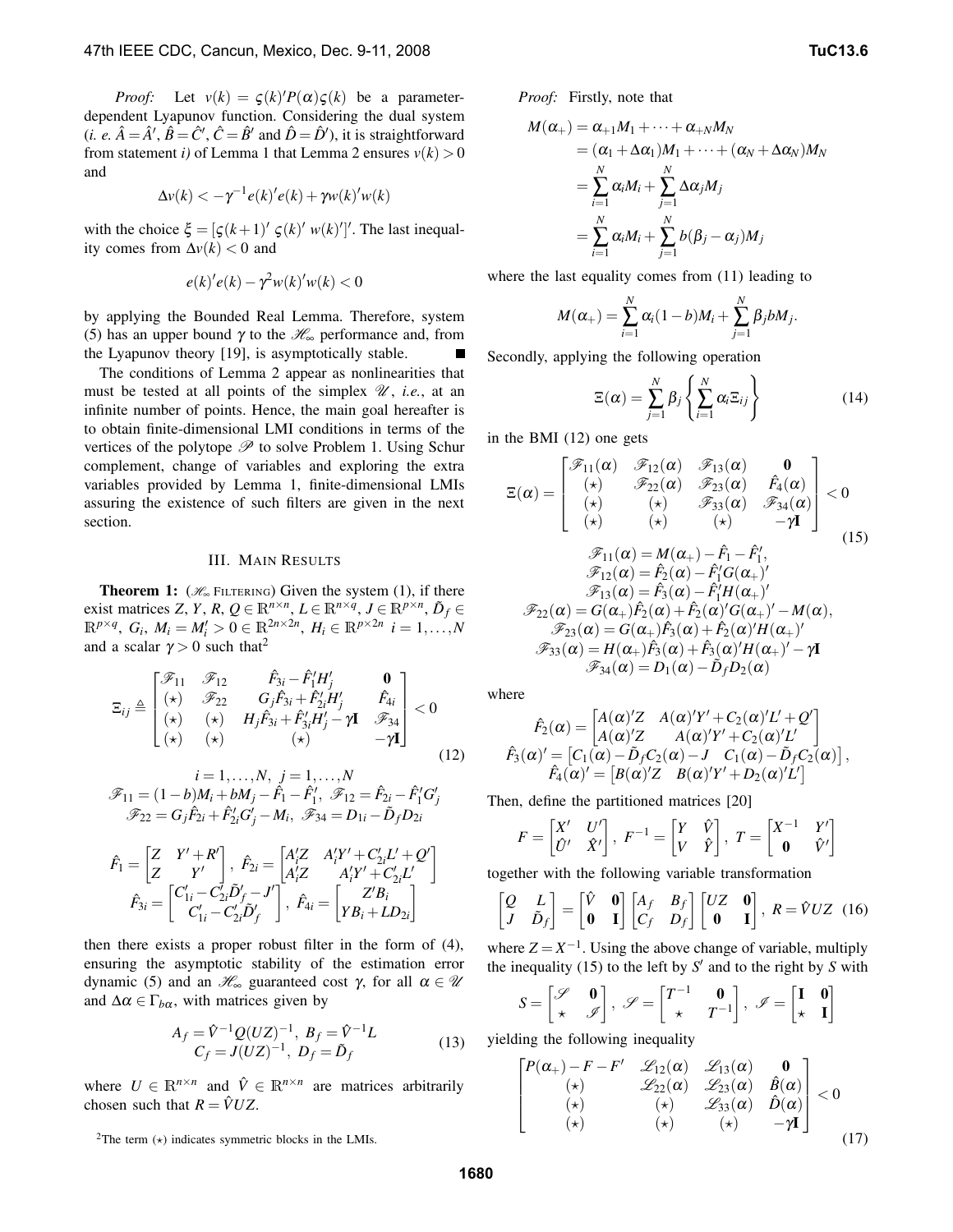*Proof:* Let $v(k) = \varsigma(k)'P(\alpha)\varsigma(k)$ be a parameter-dependent Lyapunov function. Considering the dual system (*i. e.* $\hat{A} = \hat{A}'$, $\hat{B} = \hat{C}'$, $\hat{C} = \hat{B}'$ and $\hat{D} = \hat{D}'$), it is straightforward from statement *i)* of Lemma 1 that Lemma 2 ensures $v(k) > 0$ and

$$\Delta v(k) < -\gamma^{-1} e(k)'e(k) + \gamma w(k)'w(k)$$

with the choice $\xi = [\varsigma(k+1)' \ \varsigma(k)' \ w(k)']'$. The last inequality comes from $\Delta v(k) < 0$ and

$$e(k)'e(k) - \gamma^2 w(k)'w(k) < 0$$

by applying the Bounded Real Lemma. Therefore, system (5) has an upper bound $\gamma$ to the $\mathscr{H}_\infty$ performance and, from the Lyapunov theory [19], is asymptotically stable. ∎

The conditions of Lemma 2 appear as nonlinearities that must be tested at all points of the simplex $\mathscr{U}$, *i.e.*, at an infinite number of points. Hence, the main goal hereafter is to obtain finite-dimensional LMI conditions in terms of the vertices of the polytope $\mathscr{P}$ to solve Problem 1. Using Schur complement, change of variables and exploring the extra variables provided by Lemma 1, finite-dimensional LMIs assuring the existence of such filters are given in the next section.

## III. Main Results

**Theorem 1:** ($\mathscr{H}_\infty$ Filtering) Given the system (1), if there exist matrices $Z$, $Y$, $R$, $Q \in \mathbb{R}^{n\times n}$, $L \in \mathbb{R}^{n\times q}$, $J \in \mathbb{R}^{p\times n}$, $\tilde{D}_f \in \mathbb{R}^{p\times q}$, $G_i$, $M_i = M_i' > 0 \in \mathbb{R}^{2n\times 2n}$, $H_i \in \mathbb{R}^{p\times 2n}$ $i = 1,\ldots,N$ and a scalar $\gamma > 0$ such that[2]

$$\Xi_{ij} \triangleq \begin{bmatrix} \mathscr{F}_{11} & \mathscr{F}_{12} & \hat{F}_{3i} - \hat{F}_1' H_j' & \mathbf{0} \\ (\star) & \mathscr{F}_{22} & G_j\hat{F}_{3i} + \hat{F}_{2i}' H_j' & \hat{F}_{4i} \\ (\star) & (\star) & H_j\hat{F}_{3i} + \hat{F}_{3i}' H_j' - \gamma\mathbf{I} & \mathscr{F}_{34} \\ (\star) & (\star) & (\star) & -\gamma\mathbf{I} \end{bmatrix} < 0 \tag{12}$$

$$i = 1,\ldots,N, \ j = 1,\ldots,N$$

$$\mathscr{F}_{11} = (1-b)M_i + bM_j - \hat{F}_1 - \hat{F}_1', \ \mathscr{F}_{12} = \hat{F}_{2i} - \hat{F}_1' G_j'$$
$$\mathscr{F}_{22} = G_j\hat{F}_{2i} + \hat{F}_{2i}' G_j' - M_i, \ \mathscr{F}_{34} = D_{1i} - \tilde{D}_f D_{2i}$$

$$\hat{F}_1 = \begin{bmatrix} Z & Y' + R' \\ Z & Y' \end{bmatrix}, \ \hat{F}_{2i} = \begin{bmatrix} A_i' Z & A_i' Y' + C_{2i}' L' + Q' \\ A_i' Z & A_i' Y' + C_{2i}' L' \end{bmatrix}$$
$$\hat{F}_{3i} = \begin{bmatrix} C_{1i}' - C_{2i}'\tilde{D}_f' - J' \\ C_{1i}' - C_{2i}'\tilde{D}_f' \end{bmatrix}, \ \hat{F}_{4i} = \begin{bmatrix} Z' B_i \\ Y B_i + L D_{2i} \end{bmatrix}$$

then there exists a proper robust filter in the form of (4), ensuring the asymptotic stability of the estimation error dynamic (5) and an $\mathscr{H}_\infty$ guaranteed cost $\gamma$, for all $\alpha \in \mathscr{U}$ and $\Delta\alpha \in \Gamma_{b\alpha}$, with matrices given by

$$\begin{aligned} A_f &= \hat{V}^{-1} Q (UZ)^{-1}, \ B_f = \hat{V}^{-1} L \\ C_f &= J (UZ)^{-1}, \ D_f = \tilde{D}_f \end{aligned} \tag{13}$$

where $U \in \mathbb{R}^{n\times n}$ and $\hat{V} \in \mathbb{R}^{n\times n}$ are matrices arbitrarily chosen such that $R = \hat{V}UZ$.

[2] The term $(\star)$ indicates symmetric blocks in the LMIs.

*Proof:* Firstly, note that

$$\begin{aligned} M(\alpha_+) &= \alpha_{+1}M_1 + \cdots + \alpha_{+N}M_N \\ &= (\alpha_1 + \Delta\alpha_1)M_1 + \cdots + (\alpha_N + \Delta\alpha_N)M_N \\ &= \sum_{i=1}^{N} \alpha_i M_i + \sum_{j=1}^{N} \Delta\alpha_j M_j \\ &= \sum_{i=1}^{N} \alpha_i M_i + \sum_{j=1}^{N} b(\beta_j - \alpha_j) M_j \end{aligned}$$

where the last equality comes from (11) leading to

$$M(\alpha_+) = \sum_{i=1}^{N} \alpha_i (1-b) M_i + \sum_{j=1}^{N} \beta_j b M_j.$$

Secondly, applying the following operation

$$\Xi(\alpha) = \sum_{j=1}^{N} \beta_j \left\{ \sum_{i=1}^{N} \alpha_i \Xi_{ij} \right\} \tag{14}$$

in the BMI (12) one gets

$$\Xi(\alpha) = \begin{bmatrix} \mathscr{F}_{11}(\alpha) & \mathscr{F}_{12}(\alpha) & \mathscr{F}_{13}(\alpha) & \mathbf{0} \\ (\star) & \mathscr{F}_{22}(\alpha) & \mathscr{F}_{23}(\alpha) & \hat{F}_4(\alpha) \\ (\star) & (\star) & \mathscr{F}_{33}(\alpha) & \mathscr{F}_{34}(\alpha) \\ (\star) & (\star) & (\star) & -\gamma\mathbf{I} \end{bmatrix} < 0 \tag{15}$$

$$\begin{aligned} \mathscr{F}_{11}(\alpha) &= M(\alpha_+) - \hat{F}_1 - \hat{F}_1', \\ \mathscr{F}_{12}(\alpha) &= \hat{F}_2(\alpha) - \hat{F}_1' G(\alpha_+)' \\ \mathscr{F}_{13}(\alpha) &= \hat{F}_3(\alpha) - \hat{F}_1' H(\alpha_+)' \\ \mathscr{F}_{22}(\alpha) &= G(\alpha_+)\hat{F}_2(\alpha) + \hat{F}_2(\alpha)' G(\alpha_+)' - M(\alpha), \\ \mathscr{F}_{23}(\alpha) &= G(\alpha_+)\hat{F}_3(\alpha) + \hat{F}_2(\alpha)' H(\alpha_+)' \\ \mathscr{F}_{33}(\alpha) &= H(\alpha_+)\hat{F}_3(\alpha) + \hat{F}_3(\alpha)' H(\alpha_+)' - \gamma\mathbf{I} \\ \mathscr{F}_{34}(\alpha) &= D_1(\alpha) - \tilde{D}_f D_2(\alpha) \end{aligned}$$

where

$$\hat{F}_2(\alpha) = \begin{bmatrix} A(\alpha)' Z & A(\alpha)' Y' + C_2(\alpha)' L' + Q' \\ A(\alpha)' Z & A(\alpha)' Y' + C_2(\alpha)' L' \end{bmatrix}$$
$$\hat{F}_3(\alpha)' = \begin{bmatrix} C_1(\alpha) - \tilde{D}_f C_2(\alpha) - J & C_1(\alpha) - \tilde{D}_f C_2(\alpha) \end{bmatrix},$$
$$\hat{F}_4(\alpha)' = \begin{bmatrix} B(\alpha)' Z & B(\alpha)' Y' + D_2(\alpha)' L' \end{bmatrix}$$

Then, define the partitioned matrices [20]

$$F = \begin{bmatrix} X' & U' \\ \hat{U}' & \hat{X}' \end{bmatrix}, \ F^{-1} = \begin{bmatrix} Y & \hat{V} \\ V & \hat{Y} \end{bmatrix}, \ T = \begin{bmatrix} X^{-1} & Y' \\ \mathbf{0} & \hat{V}' \end{bmatrix}$$

together with the following variable transformation

$$\begin{bmatrix} Q & L \\ J & \tilde{D}_f \end{bmatrix} = \begin{bmatrix} \hat{V} & \mathbf{0} \\ \mathbf{0} & \mathbf{I} \end{bmatrix} \begin{bmatrix} A_f & B_f \\ C_f & D_f \end{bmatrix} \begin{bmatrix} UZ & \mathbf{0} \\ \mathbf{0} & \mathbf{I} \end{bmatrix}, \ R = \hat{V}UZ \tag{16}$$

where $Z = X^{-1}$. Using the above change of variable, multiply the inequality (15) to the left by $S'$ and to the right by $S$ with

$$S = \begin{bmatrix} \mathscr{S} & \mathbf{0} \\ \star & \mathscr{I} \end{bmatrix}, \ \mathscr{S} = \begin{bmatrix} T^{-1} & \mathbf{0} \\ \star & T^{-1} \end{bmatrix}, \ \mathscr{I} = \begin{bmatrix} \mathbf{I} & \mathbf{0} \\ \star & \mathbf{I} \end{bmatrix}$$

yielding the following inequality

$$\begin{bmatrix} P(\alpha_+) - F - F' & \mathscr{L}_{12}(\alpha) & \mathscr{L}_{13}(\alpha) & \mathbf{0} \\ (\star) & \mathscr{L}_{22}(\alpha) & \mathscr{L}_{23}(\alpha) & \hat{B}(\alpha) \\ (\star) & (\star) & \mathscr{L}_{33}(\alpha) & \hat{D}(\alpha) \\ (\star) & (\star) & (\star) & -\gamma\mathbf{I} \end{bmatrix} < 0 \tag{17}$$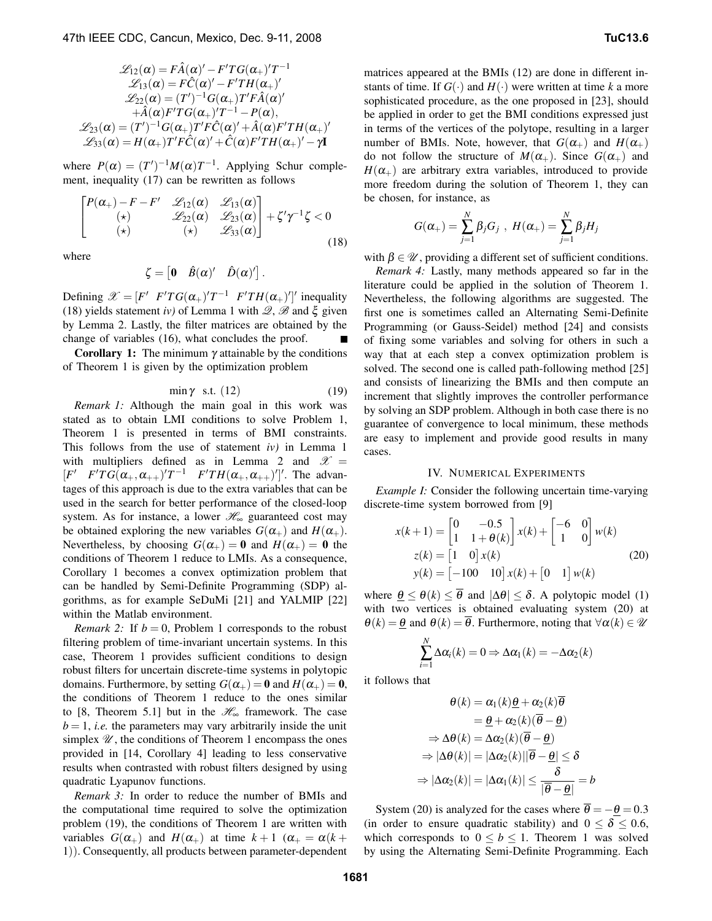$$\mathscr{L}_{12}(\alpha) = F\hat{A}(\alpha)' - F'TG(\alpha_+)'T^{-1}$$
$$\mathscr{L}_{13}(\alpha) = F\hat{C}(\alpha)' - F'TH(\alpha_+)'$$
$$\mathscr{L}_{22}(\alpha) = (T')^{-1}G(\alpha_+)T'F\hat{A}(\alpha)' + \hat{A}(\alpha)F'TG(\alpha_+)'T^{-1} - P(\alpha),$$
$$\mathscr{L}_{23}(\alpha) = (T')^{-1}G(\alpha_+)T'F\hat{C}(\alpha)' + \hat{A}(\alpha)F'TH(\alpha_+)'$$
$$\mathscr{L}_{33}(\alpha) = H(\alpha_+)T'F\hat{C}(\alpha)' + \hat{C}(\alpha)F'TH(\alpha_+)' - \gamma\mathbf{I}$$

where $P(\alpha) = (T')^{-1}M(\alpha)T^{-1}$. Applying Schur complement, inequality (17) can be rewritten as follows

$$\begin{bmatrix} P(\alpha_+) - F - F' & \mathscr{L}_{12}(\alpha) & \mathscr{L}_{13}(\alpha) \\ (\star) & \mathscr{L}_{22}(\alpha) & \mathscr{L}_{23}(\alpha) \\ (\star) & (\star) & \mathscr{L}_{33}(\alpha) \end{bmatrix} + \zeta'\gamma^{-1}\zeta < 0 \tag{18}$$

where

$$\zeta = \begin{bmatrix} \mathbf{0} & \hat{B}(\alpha)' & \hat{D}(\alpha)' \end{bmatrix}.$$

Defining $\mathscr{X} = [F' \;\; F'TG(\alpha_+)'T^{-1} \;\; F'TH(\alpha_+)']'$ inequality (18) yields statement *iv)* of Lemma 1 with $\mathscr{Q}$, $\mathscr{B}$ and $\xi$ given by Lemma 2. Lastly, the filter matrices are obtained by the change of variables (16), what concludes the proof. ■

**Corollary 1:** The minimum $\gamma$ attainable by the conditions of Theorem 1 is given by the optimization problem

$$\min \gamma \;\; \text{s.t. } (12) \tag{19}$$

*Remark 1:* Although the main goal in this work was stated as to obtain LMI conditions to solve Problem 1, Theorem 1 is presented in terms of BMI constraints. This follows from the use of statement *iv)* in Lemma 1 with multipliers defined as in Lemma 2 and $\mathscr{X} = [F' \;\; F'TG(\alpha_+,\alpha_{++})'T^{-1} \;\; F'TH(\alpha_+,\alpha_{++})']'$. The advantages of this approach is due to the extra variables that can be used in the search for better performance of the closed-loop system. As for instance, a lower $\mathscr{H}_\infty$ guaranteed cost may be obtained exploring the new variables $G(\alpha_+)$ and $H(\alpha_+)$. Nevertheless, by choosing $G(\alpha_+) = \mathbf{0}$ and $H(\alpha_+) = \mathbf{0}$ the conditions of Theorem 1 reduce to LMIs. As a consequence, Corollary 1 becomes a convex optimization problem that can be handled by Semi-Definite Programming (SDP) algorithms, as for example SeDuMi [21] and YALMIP [22] within the Matlab environment.

*Remark 2:* If $b = 0$, Problem 1 corresponds to the robust filtering problem of time-invariant uncertain systems. In this case, Theorem 1 provides sufficient conditions to design robust filters for uncertain discrete-time systems in polytopic domains. Furthermore, by setting $G(\alpha_+) = \mathbf{0}$ and $H(\alpha_+) = \mathbf{0}$, the conditions of Theorem 1 reduce to the ones similar to [8, Theorem 5.1] but in the $\mathscr{H}_\infty$ framework. The case $b = 1$, *i.e.* the parameters may vary arbitrarily inside the unit simplex $\mathscr{U}$, the conditions of Theorem 1 encompass the ones provided in [14, Corollary 4] leading to less conservative results when contrasted with robust filters designed by using quadratic Lyapunov functions.

*Remark 3:* In order to reduce the number of BMIs and the computational time required to solve the optimization problem (19), the conditions of Theorem 1 are written with variables $G(\alpha_+)$ and $H(\alpha_+)$ at time $k+1$ ($\alpha_+ = \alpha(k+1)$). Consequently, all products between parameter-dependent matrices appeared at the BMIs (12) are done in different instants of time. If $G(\cdot)$ and $H(\cdot)$ were written at time $k$ a more sophisticated procedure, as the one proposed in [23], should be applied in order to get the BMI conditions expressed just in terms of the vertices of the polytope, resulting in a larger number of BMIs. Note, however, that $G(\alpha_+)$ and $H(\alpha_+)$ do not follow the structure of $M(\alpha_+)$. Since $G(\alpha_+)$ and $H(\alpha_+)$ are arbitrary extra variables, introduced to provide more freedom during the solution of Theorem 1, they can be chosen, for instance, as

$$G(\alpha_+) = \sum_{j=1}^{N} \beta_j G_j \;,\; H(\alpha_+) = \sum_{j=1}^{N} \beta_j H_j$$

with $\beta \in \mathscr{U}$, providing a different set of sufficient conditions.

*Remark 4:* Lastly, many methods appeared so far in the literature could be applied in the solution of Theorem 1. Nevertheless, the following algorithms are suggested. The first one is sometimes called an Alternating Semi-Definite Programming (or Gauss-Seidel) method [24] and consists of fixing some variables and solving for others in such a way that at each step a convex optimization problem is solved. The second one is called path-following method [25] and consists of linearizing the BMIs and then compute an increment that slightly improves the controller performance by solving an SDP problem. Although in both case there is no guarantee of convergence to local minimum, these methods are easy to implement and provide good results in many cases.

## IV. Numerical Experiments

*Example I:* Consider the following uncertain time-varying discrete-time system borrowed from [9]

$$\begin{aligned} x(k+1) &= \begin{bmatrix} 0 & -0.5 \\ 1 & 1+\theta(k) \end{bmatrix} x(k) + \begin{bmatrix} -6 & 0 \\ 1 & 0 \end{bmatrix} w(k) \\ z(k) &= \begin{bmatrix} 1 & 0 \end{bmatrix} x(k) \\ y(k) &= \begin{bmatrix} -100 & 10 \end{bmatrix} x(k) + \begin{bmatrix} 0 & 1 \end{bmatrix} w(k) \end{aligned} \tag{20}$$

where $\underline{\theta} \leq \theta(k) \leq \overline{\theta}$ and $|\Delta\theta| \leq \delta$. A polytopic model (1) with two vertices is obtained evaluating system (20) at $\theta(k) = \underline{\theta}$ and $\theta(k) = \overline{\theta}$. Furthermore, noting that $\forall \alpha(k) \in \mathscr{U}$

$$\sum_{i=1}^{N} \Delta\alpha_i(k) = 0 \Rightarrow \Delta\alpha_1(k) = -\Delta\alpha_2(k)$$

it follows that

$$\begin{aligned} \theta(k) &= \alpha_1(k)\underline{\theta} + \alpha_2(k)\overline{\theta} \\ &= \underline{\theta} + \alpha_2(k)(\overline{\theta} - \underline{\theta}) \\ \Rightarrow \Delta\theta(k) &= \Delta\alpha_2(k)(\overline{\theta} - \underline{\theta}) \\ \Rightarrow |\Delta\theta(k)| &= |\Delta\alpha_2(k)||\overline{\theta} - \underline{\theta}| \leq \delta \\ \Rightarrow |\Delta\alpha_2(k)| &= |\Delta\alpha_1(k)| \leq \frac{\delta}{|\overline{\theta} - \underline{\theta}|} = b \end{aligned}$$

System (20) is analyzed for the cases where $\overline{\theta} = -\underline{\theta} = 0.3$ (in order to ensure quadratic stability) and $0 \leq \delta \leq 0.6$, which corresponds to $0 \leq b \leq 1$. Theorem 1 was solved by using the Alternating Semi-Definite Programming. Each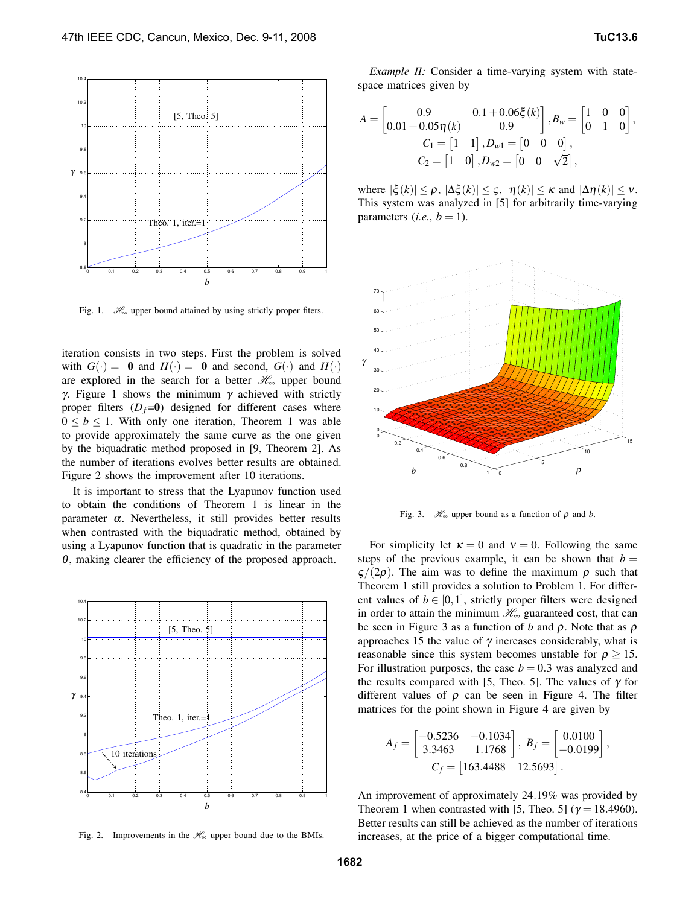Fig. 1. $\mathscr{H}_\infty$ upper bound attained by using strictly proper fiters.

iteration consists in two steps. First the problem is solved with $G(\cdot) = \mathbf{0}$ and $H(\cdot) = \mathbf{0}$ and second, $G(\cdot)$ and $H(\cdot)$ are explored in the search for a better $\mathscr{H}_\infty$ upper bound $\gamma$. Figure 1 shows the minimum $\gamma$ achieved with strictly proper filters ($D_f$=$\mathbf{0}$) designed for different cases where $0 \leq b \leq 1$. With only one iteration, Theorem 1 was able to provide approximately the same curve as the one given by the biquadratic method proposed in [9, Theorem 2]. As the number of iterations evolves better results are obtained. Figure 2 shows the improvement after 10 iterations.

It is important to stress that the Lyapunov function used to obtain the conditions of Theorem 1 is linear in the parameter $\alpha$. Nevertheless, it still provides better results when contrasted with the biquadratic method, obtained by using a Lyapunov function that is quadratic in the parameter $\theta$, making clearer the efficiency of the proposed approach.

Fig. 2. Improvements in the $\mathscr{H}_\infty$ upper bound due to the BMIs.

*Example II:* Consider a time-varying system with state-space matrices given by

$$A = \begin{bmatrix} 0.9 & 0.1+0.06\xi(k) \\ 0.01+0.05\eta(k) & 0.9 \end{bmatrix}, B_w = \begin{bmatrix} 1 & 0 & 0 \\ 0 & 1 & 0 \end{bmatrix},$$
$$C_1 = \begin{bmatrix} 1 & 1 \end{bmatrix}, D_{w1} = \begin{bmatrix} 0 & 0 & 0 \end{bmatrix},$$
$$C_2 = \begin{bmatrix} 1 & 0 \end{bmatrix}, D_{w2} = \begin{bmatrix} 0 & 0 & \sqrt{2} \end{bmatrix},$$

where $|\xi(k)| \leq \rho$, $|\Delta\xi(k)| \leq \varsigma$, $|\eta(k)| \leq \kappa$ and $|\Delta\eta(k)| \leq \nu$. This system was analyzed in [5] for arbitrarily time-varying parameters (*i.e.*, $b = 1$).

Fig. 3. $\mathscr{H}_\infty$ upper bound as a function of $\rho$ and $b$.

For simplicity let $\kappa = 0$ and $\nu = 0$. Following the same steps of the previous example, it can be shown that $b = \varsigma/(2\rho)$. The aim was to define the maximum $\rho$ such that Theorem 1 still provides a solution to Problem 1. For different values of $b \in [0,1]$, strictly proper filters were designed in order to attain the minimum $\mathscr{H}_\infty$ guaranteed cost, that can be seen in Figure 3 as a function of $b$ and $\rho$. Note that as $\rho$ approaches 15 the value of $\gamma$ increases considerably, what is reasonable since this system becomes unstable for $\rho \geq 15$. For illustration purposes, the case $b = 0.3$ was analyzed and the results compared with [5, Theo. 5]. The values of $\gamma$ for different values of $\rho$ can be seen in Figure 4. The filter matrices for the point shown in Figure 4 are given by

$$A_f = \begin{bmatrix} -0.5236 & -0.1034 \\ 3.3463 & 1.1768 \end{bmatrix}, \; B_f = \begin{bmatrix} 0.0100 \\ -0.0199 \end{bmatrix},$$
$$C_f = \begin{bmatrix} 163.4488 & 12.5693 \end{bmatrix}.$$

An improvement of approximately 24.19% was provided by Theorem 1 when contrasted with [5, Theo. 5] ($\gamma = 18.4960$). Better results can still be achieved as the number of iterations increases, at the price of a bigger computational time.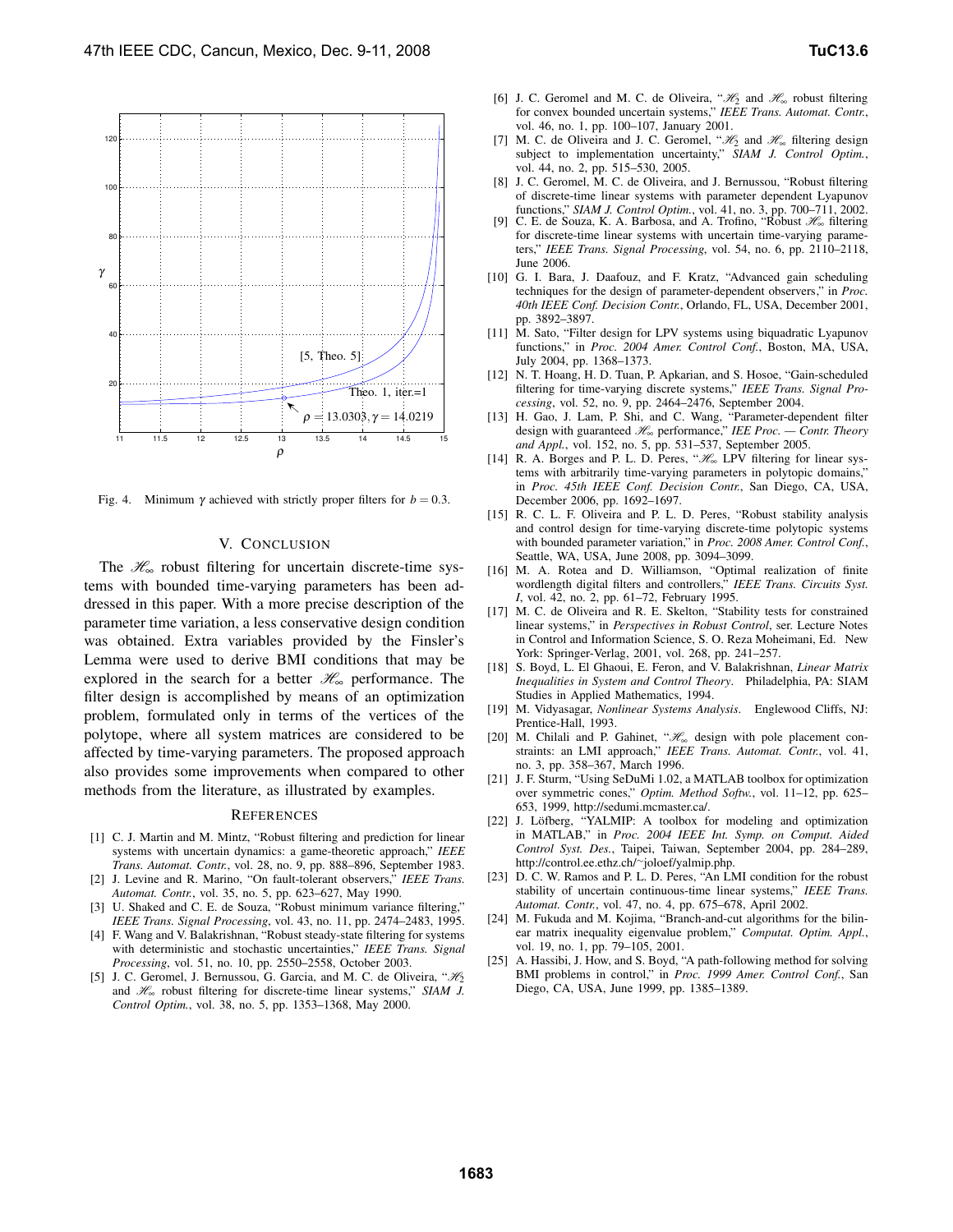120

100

80

$\gamma$

60

40

[5, Theo. 5]

20

Theo. 1, iter.=1

$\rho = 13.0303, \gamma = 14.0219$

11 11.5 12 12.5 13 13.5 14 14.5 15

$\rho$

Fig. 4. Minimum $\gamma$ achieved with strictly proper filters for $b = 0.3$.

## V. CONCLUSION

The $\mathscr{H}_\infty$ robust filtering for uncertain discrete-time systems with bounded time-varying parameters has been addressed in this paper. With a more precise description of the parameter time variation, a less conservative design condition was obtained. Extra variables provided by the Finsler's Lemma were used to derive BMI conditions that may be explored in the search for a better $\mathscr{H}_\infty$ performance. The filter design is accomplished by means of an optimization problem, formulated only in terms of the vertices of the polytope, where all system matrices are considered to be affected by time-varying parameters. The proposed approach also provides some improvements when compared to other methods from the literature, as illustrated by examples.

## REFERENCES

[1] C. J. Martin and M. Mintz, "Robust filtering and prediction for linear systems with uncertain dynamics: a game-theoretic approach," *IEEE Trans. Automat. Contr.*, vol. 28, no. 9, pp. 888–896, September 1983.

[2] J. Levine and R. Marino, "On fault-tolerant observers," *IEEE Trans. Automat. Contr.*, vol. 35, no. 5, pp. 623–627, May 1990.

[3] U. Shaked and C. E. de Souza, "Robust minimum variance filtering," *IEEE Trans. Signal Processing*, vol. 43, no. 11, pp. 2474–2483, 1995.

[4] F. Wang and V. Balakrishnan, "Robust steady-state filtering for systems with deterministic and stochastic uncertainties," *IEEE Trans. Signal Processing*, vol. 51, no. 10, pp. 2550–2558, October 2003.

[5] J. C. Geromel, J. Bernussou, G. Garcia, and M. C. de Oliveira, "$\mathscr{H}_2$ and $\mathscr{H}_\infty$ robust filtering for discrete-time linear systems," *SIAM J. Control Optim.*, vol. 38, no. 5, pp. 1353–1368, May 2000.

[6] J. C. Geromel and M. C. de Oliveira, "$\mathscr{H}_2$ and $\mathscr{H}_\infty$ robust filtering for convex bounded uncertain systems," *IEEE Trans. Automat. Contr.*, vol. 46, no. 1, pp. 100–107, January 2001.

[7] M. C. de Oliveira and J. C. Geromel, "$\mathscr{H}_2$ and $\mathscr{H}_\infty$ filtering design subject to implementation uncertainty," *SIAM J. Control Optim.*, vol. 44, no. 2, pp. 515–530, 2005.

[8] J. C. Geromel, M. C. de Oliveira, and J. Bernussou, "Robust filtering of discrete-time linear systems with parameter dependent Lyapunov functions," *SIAM J. Control Optim.*, vol. 41, no. 3, pp. 700–711, 2002.

[9] C. E. de Souza, K. A. Barbosa, and A. Trofino, "Robust $\mathscr{H}_\infty$ filtering for discrete-time linear systems with uncertain time-varying parameters," *IEEE Trans. Signal Processing*, vol. 54, no. 6, pp. 2110–2118, June 2006.

[10] G. I. Bara, J. Daafouz, and F. Kratz, "Advanced gain scheduling techniques for the design of parameter-dependent observers," in *Proc. 40th IEEE Conf. Decision Contr.*, Orlando, FL, USA, December 2001, pp. 3892–3897.

[11] M. Sato, "Filter design for LPV systems using biquadratic Lyapunov functions," in *Proc. 2004 Amer. Control Conf.*, Boston, MA, USA, July 2004, pp. 1368–1373.

[12] N. T. Hoang, H. D. Tuan, P. Apkarian, and S. Hosoe, "Gain-scheduled filtering for time-varying discrete systems," *IEEE Trans. Signal Processing*, vol. 52, no. 9, pp. 2464–2476, September 2004.

[13] H. Gao, J. Lam, P. Shi, and C. Wang, "Parameter-dependent filter design with guaranteed $\mathscr{H}_\infty$ performance," *IEE Proc. — Contr. Theory and Appl.*, vol. 152, no. 5, pp. 531–537, September 2005.

[14] R. A. Borges and P. L. D. Peres, "$\mathscr{H}_\infty$ LPV filtering for linear systems with arbitrarily time-varying parameters in polytopic domains," in *Proc. 45th IEEE Conf. Decision Contr.*, San Diego, CA, USA, December 2006, pp. 1692–1697.

[15] R. C. L. F. Oliveira and P. L. D. Peres, "Robust stability analysis and control design for time-varying discrete-time polytopic systems with bounded parameter variation," in *Proc. 2008 Amer. Control Conf.*, Seattle, WA, USA, June 2008, pp. 3094–3099.

[16] M. A. Rotea and D. Williamson, "Optimal realization of finite wordlength digital filters and controllers," *IEEE Trans. Circuits Syst. I*, vol. 42, no. 2, pp. 61–72, February 1995.

[17] M. C. de Oliveira and R. E. Skelton, "Stability tests for constrained linear systems," in *Perspectives in Robust Control*, ser. Lecture Notes in Control and Information Science, S. O. Reza Moheimani, Ed. New York: Springer-Verlag, 2001, vol. 268, pp. 241–257.

[18] S. Boyd, L. El Ghaoui, E. Feron, and V. Balakrishnan, *Linear Matrix Inequalities in System and Control Theory*. Philadelphia, PA: SIAM Studies in Applied Mathematics, 1994.

[19] M. Vidyasagar, *Nonlinear Systems Analysis*. Englewood Cliffs, NJ: Prentice-Hall, 1993.

[20] M. Chilali and P. Gahinet, "$\mathscr{H}_\infty$ design with pole placement constraints: an LMI approach," *IEEE Trans. Automat. Contr.*, vol. 41, no. 3, pp. 358–367, March 1996.

[21] J. F. Sturm, "Using SeDuMi 1.02, a MATLAB toolbox for optimization over symmetric cones," *Optim. Method Softw.*, vol. 11–12, pp. 625–653, 1999, http://sedumi.mcmaster.ca/.

[22] J. Löfberg, "YALMIP: A toolbox for modeling and optimization in MATLAB," in *Proc. 2004 IEEE Int. Symp. on Comput. Aided Control Syst. Des.*, Taipei, Taiwan, September 2004, pp. 284–289, http://control.ee.ethz.ch/~joloef/yalmip.php.

[23] D. C. W. Ramos and P. L. D. Peres, "An LMI condition for the robust stability of uncertain continuous-time linear systems," *IEEE Trans. Automat. Contr.*, vol. 47, no. 4, pp. 675–678, April 2002.

[24] M. Fukuda and M. Kojima, "Branch-and-cut algorithms for the bilinear matrix inequality eigenvalue problem," *Computat. Optim. Appl.*, vol. 19, no. 1, pp. 79–105, 2001.

[25] A. Hassibi, J. How, and S. Boyd, "A path-following method for solving BMI problems in control," in *Proc. 1999 Amer. Control Conf.*, San Diego, CA, USA, June 1999, pp. 1385–1389.